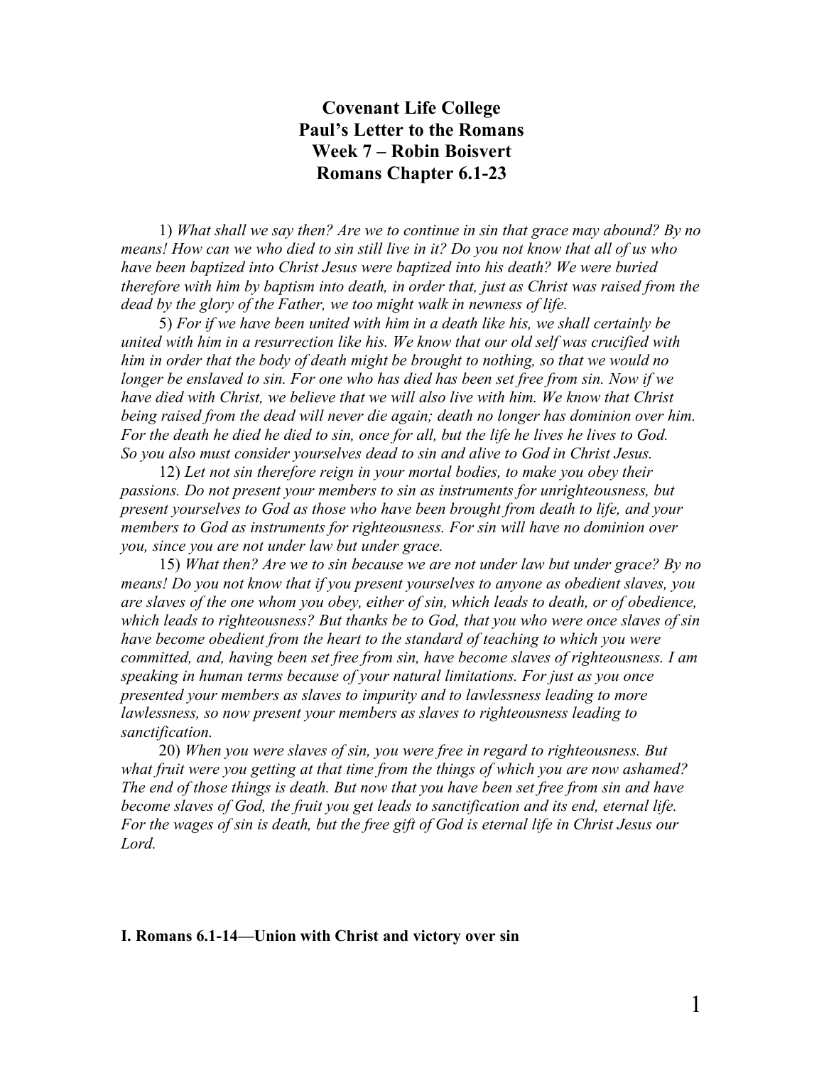# Covenant Life College
# Paul's Letter to the Romans
# Week 7 – Robin Boisvert
# Romans Chapter 6.1-23

1) *What shall we say then? Are we to continue in sin that grace may abound? By no means! How can we who died to sin still live in it? Do you not know that all of us who have been baptized into Christ Jesus were baptized into his death? We were buried therefore with him by baptism into death, in order that, just as Christ was raised from the dead by the glory of the Father, we too might walk in newness of life.*

5) *For if we have been united with him in a death like his, we shall certainly be united with him in a resurrection like his. We know that our old self was crucified with him in order that the body of death might be brought to nothing, so that we would no longer be enslaved to sin. For one who has died has been set free from sin. Now if we have died with Christ, we believe that we will also live with him. We know that Christ being raised from the dead will never die again; death no longer has dominion over him. For the death he died he died to sin, once for all, but the life he lives he lives to God. So you also must consider yourselves dead to sin and alive to God in Christ Jesus.*

12) *Let not sin therefore reign in your mortal bodies, to make you obey their passions. Do not present your members to sin as instruments for unrighteousness, but present yourselves to God as those who have been brought from death to life, and your members to God as instruments for righteousness. For sin will have no dominion over you, since you are not under law but under grace.*

15) *What then? Are we to sin because we are not under law but under grace? By no means! Do you not know that if you present yourselves to anyone as obedient slaves, you are slaves of the one whom you obey, either of sin, which leads to death, or of obedience, which leads to righteousness? But thanks be to God, that you who were once slaves of sin have become obedient from the heart to the standard of teaching to which you were committed, and, having been set free from sin, have become slaves of righteousness. I am speaking in human terms because of your natural limitations. For just as you once presented your members as slaves to impurity and to lawlessness leading to more lawlessness, so now present your members as slaves to righteousness leading to sanctification.*

20) *When you were slaves of sin, you were free in regard to righteousness. But what fruit were you getting at that time from the things of which you are now ashamed? The end of those things is death. But now that you have been set free from sin and have become slaves of God, the fruit you get leads to sanctification and its end, eternal life. For the wages of sin is death, but the free gift of God is eternal life in Christ Jesus our Lord.*

**I. Romans 6.1-14—Union with Christ and victory over sin**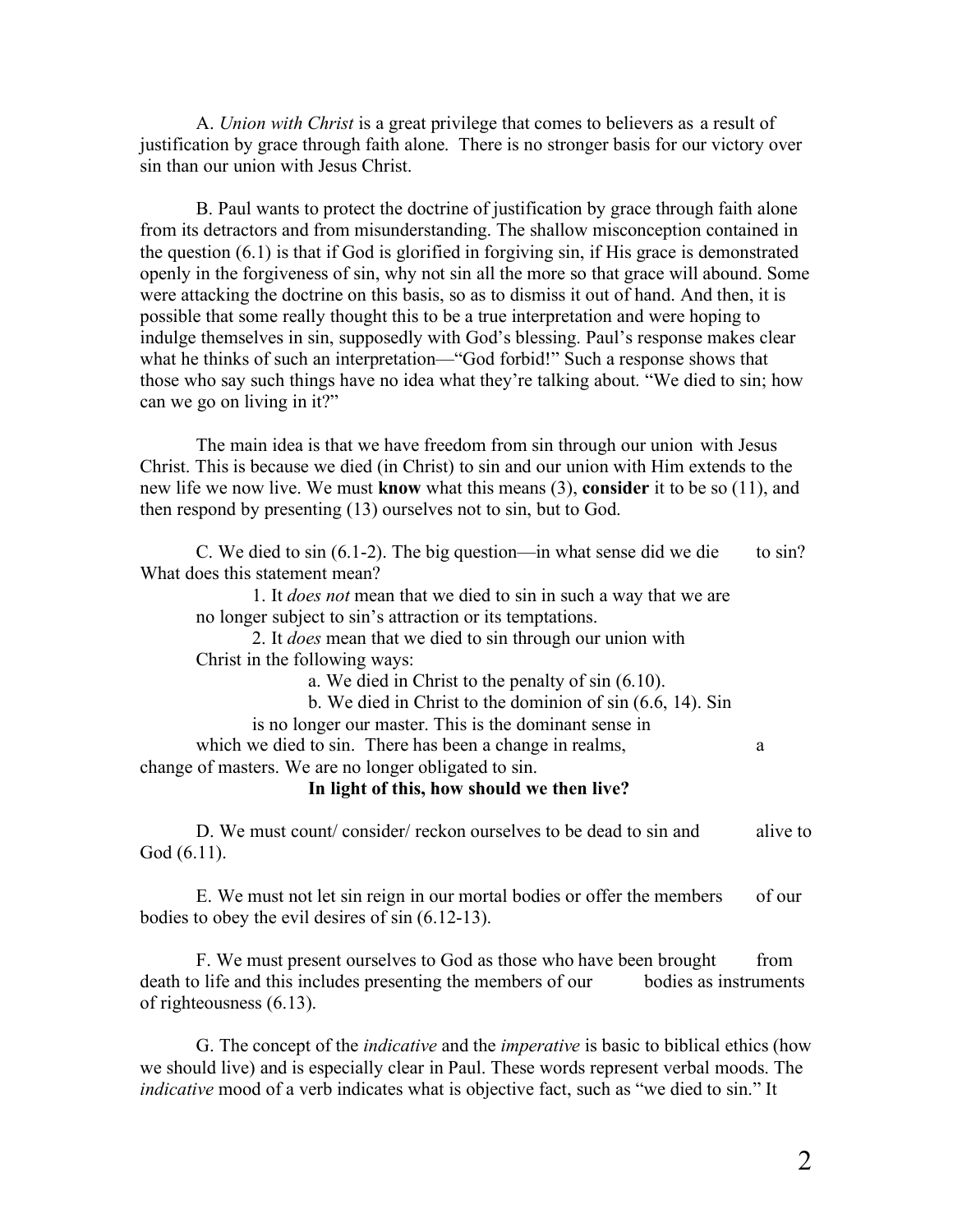A. *Union with Christ* is a great privilege that comes to believers as a result of justification by grace through faith alone. There is no stronger basis for our victory over sin than our union with Jesus Christ.

B. Paul wants to protect the doctrine of justification by grace through faith alone from its detractors and from misunderstanding. The shallow misconception contained in the question (6.1) is that if God is glorified in forgiving sin, if His grace is demonstrated openly in the forgiveness of sin, why not sin all the more so that grace will abound. Some were attacking the doctrine on this basis, so as to dismiss it out of hand. And then, it is possible that some really thought this to be a true interpretation and were hoping to indulge themselves in sin, supposedly with God's blessing. Paul's response makes clear what he thinks of such an interpretation—"God forbid!" Such a response shows that those who say such things have no idea what they're talking about. "We died to sin; how can we go on living in it?"

The main idea is that we have freedom from sin through our union with Jesus Christ. This is because we died (in Christ) to sin and our union with Him extends to the new life we now live. We must **know** what this means (3), **consider** it to be so (11), and then respond by presenting (13) ourselves not to sin, but to God.

C. We died to sin (6.1-2). The big question—in what sense did we die to sin? What does this statement mean?

1. It *does not* mean that we died to sin in such a way that we are no longer subject to sin's attraction or its temptations.

2. It *does* mean that we died to sin through our union with Christ in the following ways:

a. We died in Christ to the penalty of sin (6.10).

b. We died in Christ to the dominion of sin (6.6, 14). Sin is no longer our master. This is the dominant sense in which we died to sin. There has been a change in realms, a change of masters. We are no longer obligated to sin.

**In light of this, how should we then live?**

D. We must count/ consider/ reckon ourselves to be dead to sin and alive to God (6.11).

E. We must not let sin reign in our mortal bodies or offer the members of our bodies to obey the evil desires of sin (6.12-13).

F. We must present ourselves to God as those who have been brought from death to life and this includes presenting the members of our bodies as instruments of righteousness (6.13).

G. The concept of the *indicative* and the *imperative* is basic to biblical ethics (how we should live) and is especially clear in Paul. These words represent verbal moods. The *indicative* mood of a verb indicates what is objective fact, such as "we died to sin." It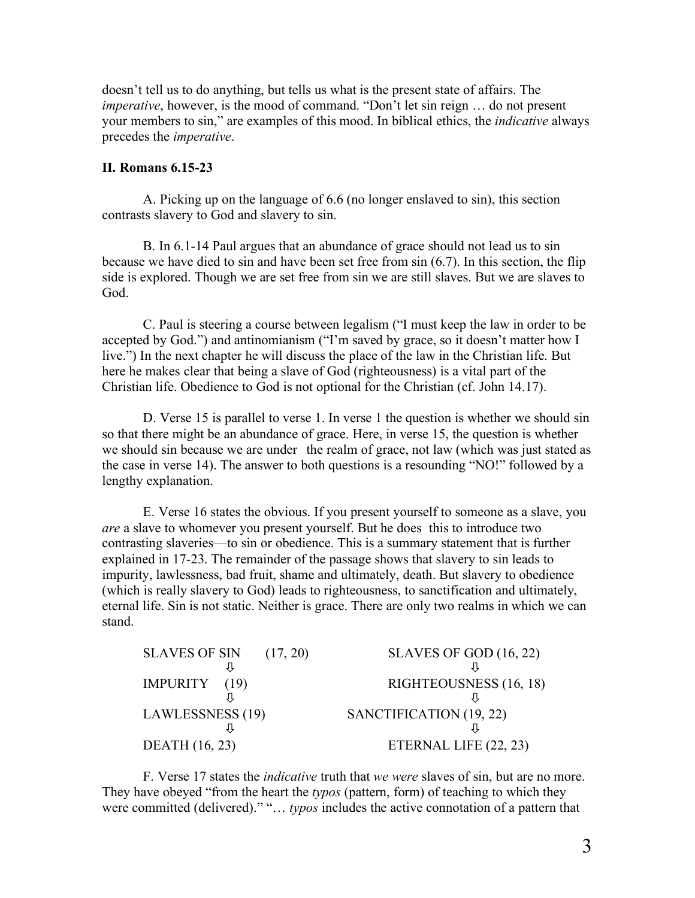doesn't tell us to do anything, but tells us what is the present state of affairs. The *imperative*, however, is the mood of command. "Don't let sin reign … do not present your members to sin," are examples of this mood. In biblical ethics, the *indicative* always precedes the *imperative*.

## II. Romans 6.15-23

A. Picking up on the language of 6.6 (no longer enslaved to sin), this section contrasts slavery to God and slavery to sin.

B. In 6.1-14 Paul argues that an abundance of grace should not lead us to sin because we have died to sin and have been set free from sin (6.7). In this section, the flip side is explored. Though we are set free from sin we are still slaves. But we are slaves to God.

C. Paul is steering a course between legalism ("I must keep the law in order to be accepted by God.") and antinomianism ("I'm saved by grace, so it doesn't matter how I live.") In the next chapter he will discuss the place of the law in the Christian life. But here he makes clear that being a slave of God (righteousness) is a vital part of the Christian life. Obedience to God is not optional for the Christian (cf. John 14.17).

D. Verse 15 is parallel to verse 1. In verse 1 the question is whether we should sin so that there might be an abundance of grace. Here, in verse 15, the question is whether we should sin because we are under the realm of grace, not law (which was just stated as the case in verse 14). The answer to both questions is a resounding "NO!" followed by a lengthy explanation.

E. Verse 16 states the obvious. If you present yourself to someone as a slave, you *are* a slave to whomever you present yourself. But he does this to introduce two contrasting slaveries—to sin or obedience. This is a summary statement that is further explained in 17-23. The remainder of the passage shows that slavery to sin leads to impurity, lawlessness, bad fruit, shame and ultimately, death. But slavery to obedience (which is really slavery to God) leads to righteousness, to sanctification and ultimately, eternal life. Sin is not static. Neither is grace. There are only two realms in which we can stand.

```
SLAVES OF SIN      (17, 20)            SLAVES OF GOD (16, 22)
        ⇩                                      ⇩
IMPURITY    (19)                       RIGHTEOUSNESS (16, 18)
        ⇩                                      ⇩
LAWLESSNESS (19)                    SANCTIFICATION (19, 22)
        ⇩                                      ⇩
DEATH (16, 23)                         ETERNAL LIFE (22, 23)
```

F. Verse 17 states the *indicative* truth that *we were* slaves of sin, but are no more. They have obeyed "from the heart the *typos* (pattern, form) of teaching to which they were committed (delivered)." "… *typos* includes the active connotation of a pattern that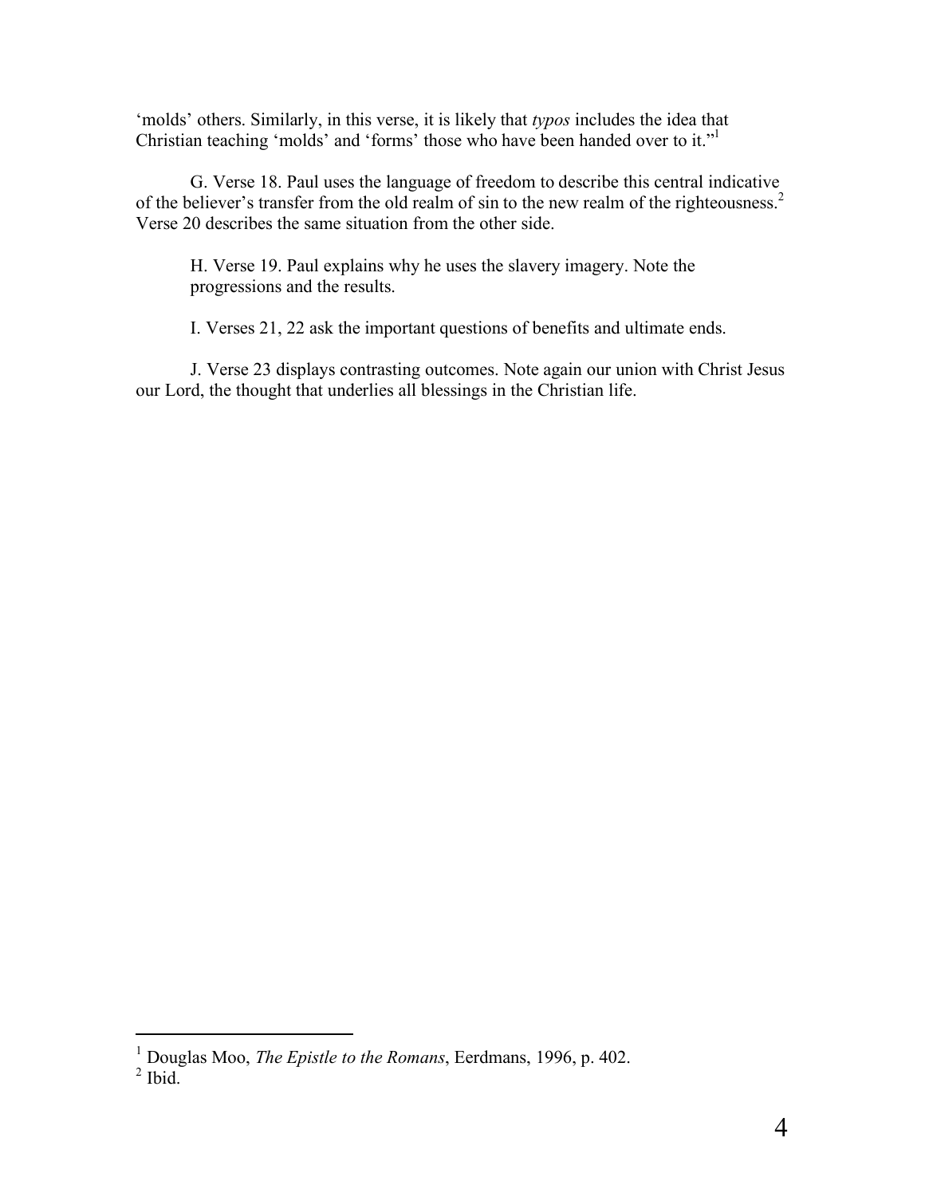'molds' others. Similarly, in this verse, it is likely that *typos* includes the idea that Christian teaching 'molds' and 'forms' those who have been handed over to it."[1]

G. Verse 18. Paul uses the language of freedom to describe this central indicative of the believer's transfer from the old realm of sin to the new realm of the righteousness.[2] Verse 20 describes the same situation from the other side.

H. Verse 19. Paul explains why he uses the slavery imagery. Note the progressions and the results.

I. Verses 21, 22 ask the important questions of benefits and ultimate ends.

J. Verse 23 displays contrasting outcomes. Note again our union with Christ Jesus our Lord, the thought that underlies all blessings in the Christian life.

---

[1] Douglas Moo, *The Epistle to the Romans*, Eerdmans, 1996, p. 402.

[2] Ibid.